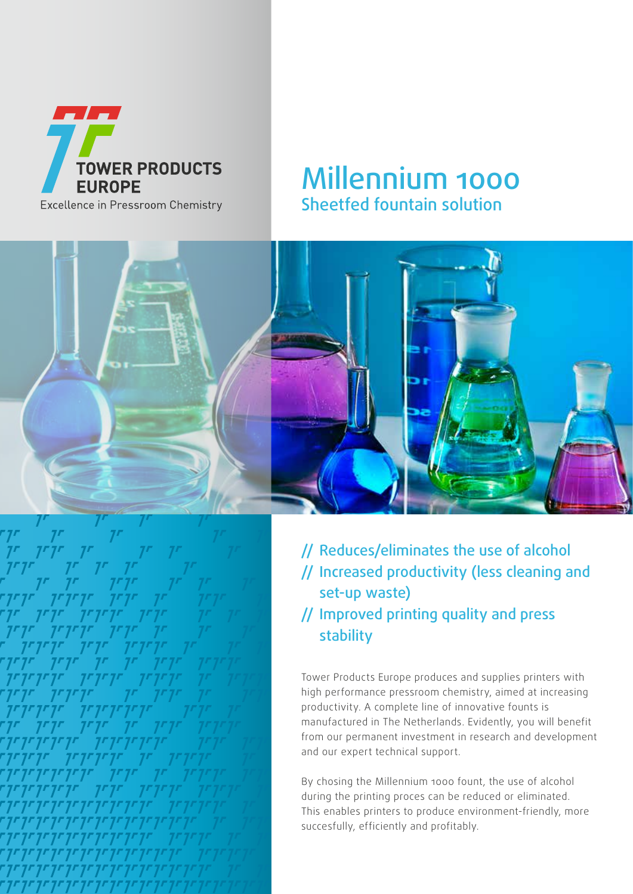TOWER PRODUCTS EUROPE

Excellence in Pressroom Chemistry

# Millennium 1000

## Sheetfed fountain solution

// Reduces/eliminates the use of alcohol

// Increased productivity (less cleaning and set-up waste)

// Improved printing quality and press stability

Tower Products Europe produces and supplies printers with high performance pressroom chemistry, aimed at increasing productivity. A complete line of innovative founts is manufactured in The Netherlands. Evidently, you will benefit from our permanent investment in research and development and our expert technical support.

By chosing the Millennium 1000 fount, the use of alcohol during the printing proces can be reduced or eliminated. This enables printers to produce environment-friendly, more succesfully, efficiently and profitably.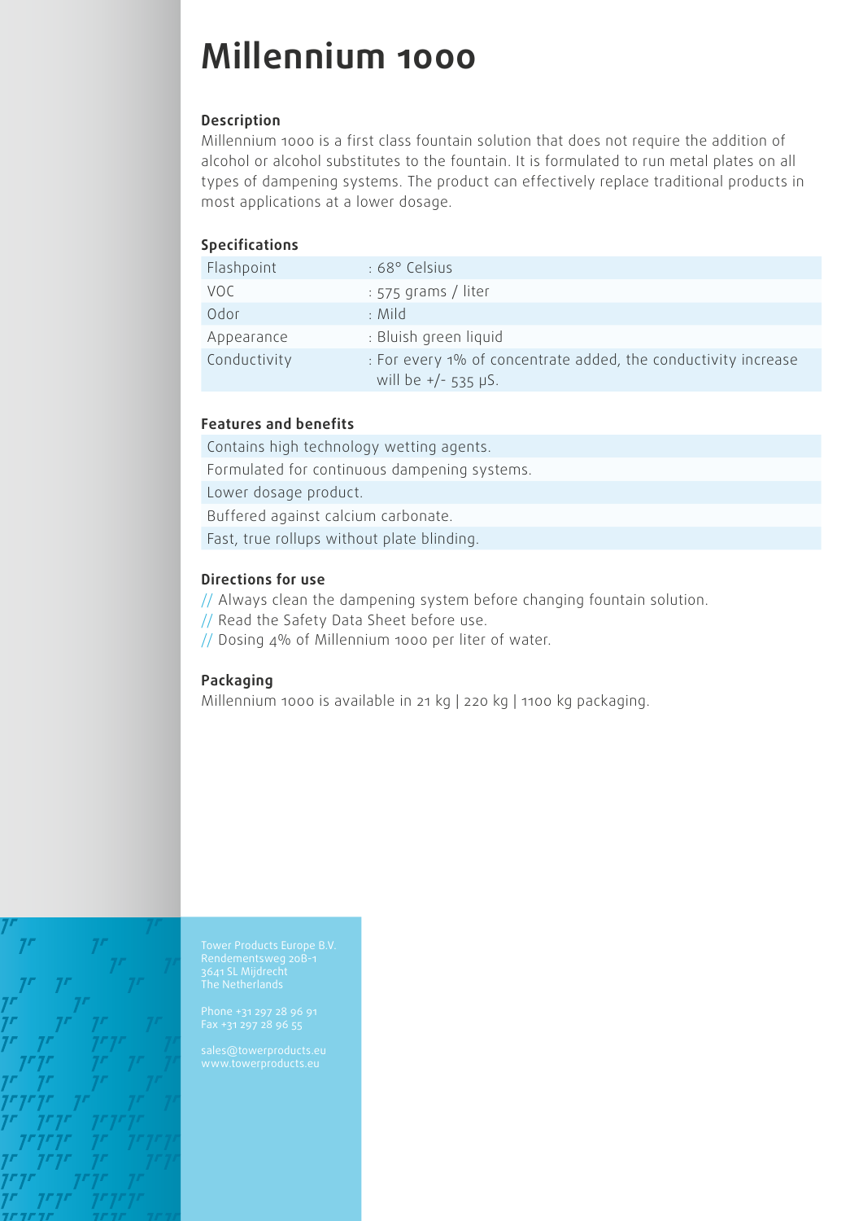# Millennium 1000

**Description**

Millennium 1000 is a first class fountain solution that does not require the addition of alcohol or alcohol substitutes to the fountain. It is formulated to run metal plates on all types of dampening systems. The product can effectively replace traditional products in most applications at a lower dosage.

**Specifications**

| | |
|---|---|
| Flashpoint | : 68° Celsius |
| VOC | : 575 grams / liter |
| Odor | : Mild |
| Appearance | : Bluish green liquid |
| Conductivity | : For every 1% of concentrate added, the conductivity increase will be +/- 535 µS. |

**Features and benefits**

| |
|---|
| Contains high technology wetting agents. |
| Formulated for continuous dampening systems. |
| Lower dosage product. |
| Buffered against calcium carbonate. |
| Fast, true rollups without plate blinding. |

**Directions for use**

// Always clean the dampening system before changing fountain solution.
// Read the Safety Data Sheet before use.
// Dosing 4% of Millennium 1000 per liter of water.

**Packaging**

Millennium 1000 is available in 21 kg | 220 kg | 1100 kg packaging.

Tower Products Europe B.V.
Rendementsweg 20B-1
3641 SL Mijdrecht
The Netherlands

Phone +31 297 28 96 91
Fax +31 297 28 96 55

sales@towerproducts.eu
www.towerproducts.eu